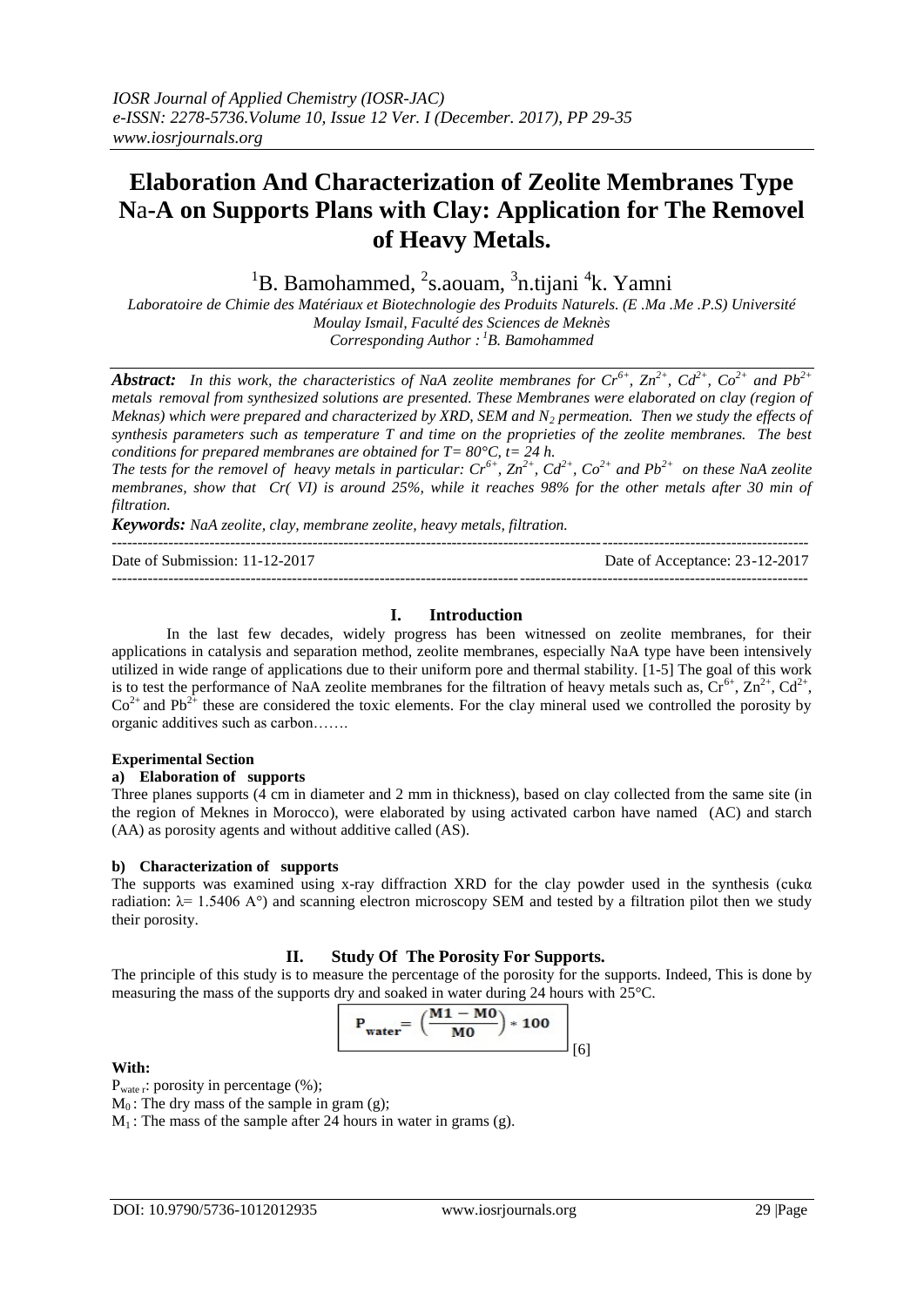*IOSR Journal of Applied Chemistry (IOSR-JAC)*
*e-ISSN: 2278-5736.Volume 10, Issue 12 Ver. I (December. 2017), PP 29-35*
*www.iosrjournals.org*

# Elaboration And Characterization of Zeolite Membranes Type Na-A on Supports Plans with Clay: Application for The Removel of Heavy Metals.

[1]B. Bamohammed, [2]s.aouam, [3]n.tijani [4]k. Yamni

*Laboratoire de Chimie des Matériaux et Biotechnologie des Produits Naturels. (E .Ma .Me .P.S) Université Moulay Ismail, Faculté des Sciences de Meknès*
*Corresponding Author : [1]B. Bamohammed*

***Abstract:*** *In this work, the characteristics of NaA zeolite membranes for $Cr^{6+}$, $Zn^{2+}$, $Cd^{2+}$, $Co^{2+}$ and $Pb^{2+}$ metals removal from synthesized solutions are presented. These Membranes were elaborated on clay (region of Meknas) which were prepared and characterized by XRD, SEM and $N_2$ permeation. Then we study the effects of synthesis parameters such as temperature T and time on the proprieties of the zeolite membranes. The best conditions for prepared membranes are obtained for T= 80°C, t= 24 h.*
*The tests for the removel of heavy metals in particular: $Cr^{6+}$, $Zn^{2+}$, $Cd^{2+}$, $Co^{2+}$ and $Pb^{2+}$ on these NaA zeolite membranes, show that Cr( VI) is around 25%, while it reaches 98% for the other metals after 30 min of filtration.*

***Keywords:*** *NaA zeolite, clay, membrane zeolite, heavy metals, filtration.*

---

Date of Submission: 11-12-2017 | Date of Acceptance: 23-12-2017

---

## I. Introduction

In the last few decades, widely progress has been witnessed on zeolite membranes, for their applications in catalysis and separation method, zeolite membranes, especially NaA type have been intensively utilized in wide range of applications due to their uniform pore and thermal stability. [1-5] The goal of this work is to test the performance of NaA zeolite membranes for the filtration of heavy metals such as, $Cr^{6+}$, $Zn^{2+}$, $Cd^{2+}$, $Co^{2+}$ and $Pb^{2+}$ these are considered the toxic elements. For the clay mineral used we controlled the porosity by organic additives such as carbon…….

**Experimental Section**

**a) Elaboration of supports**

Three planes supports (4 cm in diameter and 2 mm in thickness), based on clay collected from the same site (in the region of Meknes in Morocco), were elaborated by using activated carbon have named (AC) and starch (AA) as porosity agents and without additive called (AS).

**b) Characterization of supports**

The supports was examined using x-ray diffraction XRD for the clay powder used in the synthesis (cukα radiation: λ= 1.5406 A°) and scanning electron microscopy SEM and tested by a filtration pilot then we study their porosity.

## II. Study Of The Porosity For Supports.

The principle of this study is to measure the percentage of the porosity for the supports. Indeed, This is done by measuring the mass of the supports dry and soaked in water during 24 hours with 25°C.

$$P_{water} = \left(\frac{M1 - M0}{M0}\right) * 100 \quad [6]$$

**With:**

$P_{water}$: porosity in percentage (%);
$M_0$ : The dry mass of the sample in gram (g);
$M_1$ : The mass of the sample after 24 hours in water in grams (g).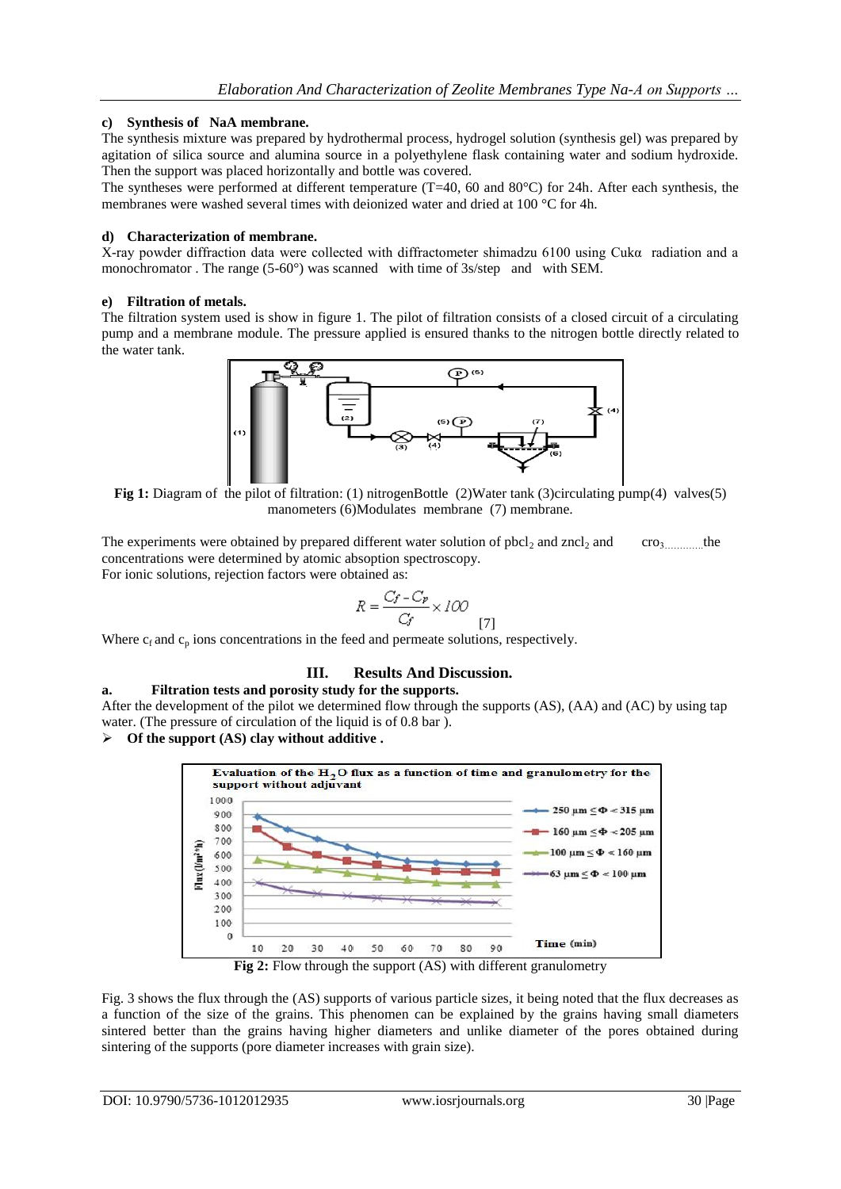#### c) Synthesis of NaA membrane.

The synthesis mixture was prepared by hydrothermal process, hydrogel solution (synthesis gel) was prepared by agitation of silica source and alumina source in a polyethylene flask containing water and sodium hydroxide. Then the support was placed horizontally and bottle was covered.

The syntheses were performed at different temperature (T=40, 60 and 80°C) for 24h. After each synthesis, the membranes were washed several times with deionized water and dried at 100 °C for 4h.

#### d) Characterization of membrane.

X-ray powder diffraction data were collected with diffractometer shimadzu 6100 using Cukα radiation and a monochromator . The range (5-60°) was scanned with time of 3s/step and with SEM.

#### e) Filtration of metals.

The filtration system used is show in figure 1. The pilot of filtration consists of a closed circuit of a circulating pump and a membrane module. The pressure applied is ensured thanks to the nitrogen bottle directly related to the water tank.

**Fig 1:** Diagram of the pilot of filtration: (1) nitrogenBottle (2)Water tank (3)circulating pump(4) valves(5) manometers (6)Modulates membrane (7) membrane.

The experiments were obtained by prepared different water solution of $pbcl_2$ and $zncl_2$ and $cro_3$............the concentrations were determined by atomic absoption spectroscopy.

For ionic solutions, rejection factors were obtained as:

$$R = \frac{C_f - C_p}{C_f} \times 100 \quad [7]$$

Where $c_f$ and $c_p$ ions concentrations in the feed and permeate solutions, respectively.

## III. Results And Discussion.

### a. Filtration tests and porosity study for the supports.

After the development of the pilot we determined flow through the supports (AS), (AA) and (AC) by using tap water. (The pressure of circulation of the liquid is of 0.8 bar ).

➢ **Of the support (AS) clay without additive .**

**Fig 2:** Flow through the support (AS) with different granulometry

Fig. 3 shows the flux through the (AS) supports of various particle sizes, it being noted that the flux decreases as a function of the size of the grains. This phenomen can be explained by the grains having small diameters sintered better than the grains having higher diameters and unlike diameter of the pores obtained during sintering of the supports (pore diameter increases with grain size).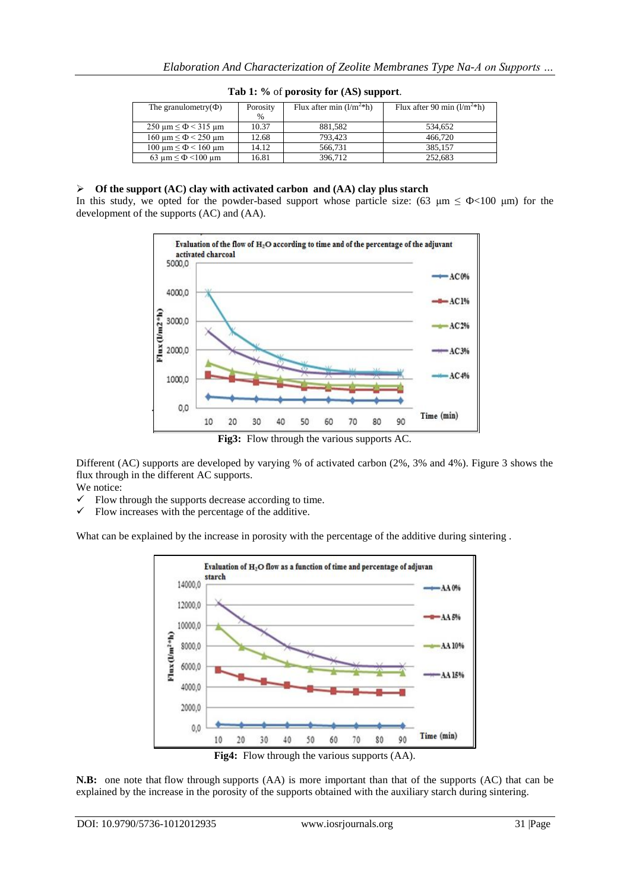**Tab 1: %** of **porosity for (AS) support**.

| The granulometry(Φ) | Porosity % | Flux after min (l/m²*h) | Flux after 90 min (l/m²*h) |
|---|---|---|---|
| 250 µm ≤ Φ < 315 µm | 10.37 | 881,582 | 534,652 |
| 160 µm ≤ Φ < 250 µm | 12.68 | 793,423 | 466,720 |
| 100 µm ≤ Φ < 160 µm | 14.12 | 566,731 | 385,157 |
| 63 µm ≤ Φ <100 µm | 16.81 | 396,712 | 252,683 |

➢ **Of the support (AC) clay with activated carbon and (AA) clay plus starch**

In this study, we opted for the powder-based support whose particle size: (63 µm ≤ Φ<100 µm) for the development of the supports (AC) and (AA).

**Fig3:** Flow through the various supports AC.

Different (AC) supports are developed by varying % of activated carbon (2%, 3% and 4%). Figure 3 shows the flux through in the different AC supports.

We notice:

- ✓ Flow through the supports decrease according to time.
- ✓ Flow increases with the percentage of the additive.

What can be explained by the increase in porosity with the percentage of the additive during sintering .

**Fig4:** Flow through the various supports (AA).

**N.B:** one note that flow through supports (AA) is more important than that of the supports (AC) that can be explained by the increase in the porosity of the supports obtained with the auxiliary starch during sintering.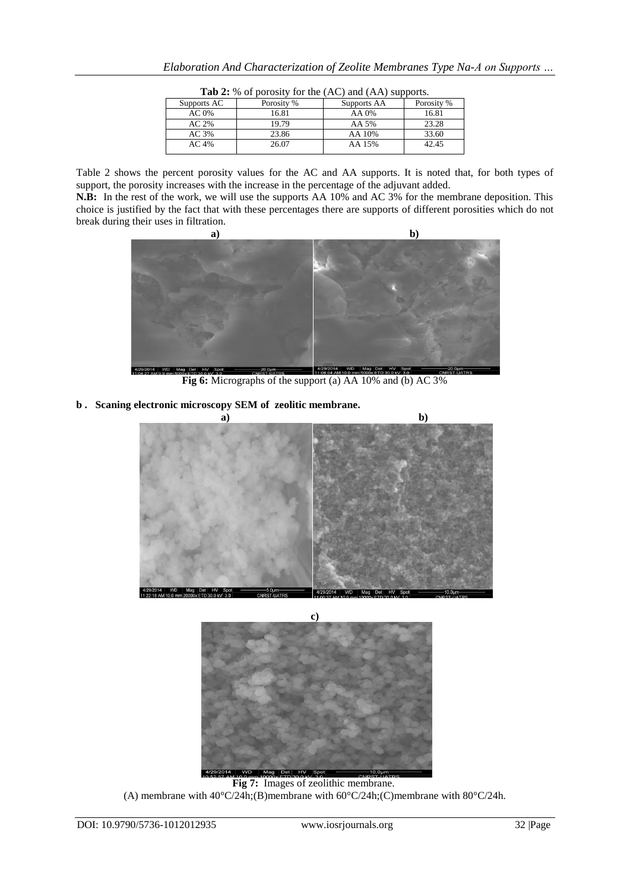**Tab 2:** % of porosity for the (AC) and (AA) supports.

| Supports AC | Porosity % | Supports AA | Porosity % |
|---|---|---|---|
| AC 0% | 16.81 | AA 0% | 16.81 |
| AC 2% | 19.79 | AA 5% | 23.28 |
| AC 3% | 23.86 | AA 10% | 33.60 |
| AC 4% | 26.07 | AA 15% | 42.45 |

Table 2 shows the percent porosity values for the AC and AA supports. It is noted that, for both types of support, the porosity increases with the increase in the percentage of the adjuvant added.

**N.B:** In the rest of the work, we will use the supports AA 10% and AC 3% for the membrane deposition. This choice is justified by the fact that with these percentages there are supports of different porosities which do not break during their uses in filtration.

**Fig 6:** Micrographs of the support (a) AA 10% and (b) AC 3%

**b . Scaning electronic microscopy SEM of zeolitic membrane.**

**Fig 7:** Images of zeolithic membrane.

(A) membrane with 40°C/24h;(B)membrane with 60°C/24h;(C)membrane with 80°C/24h.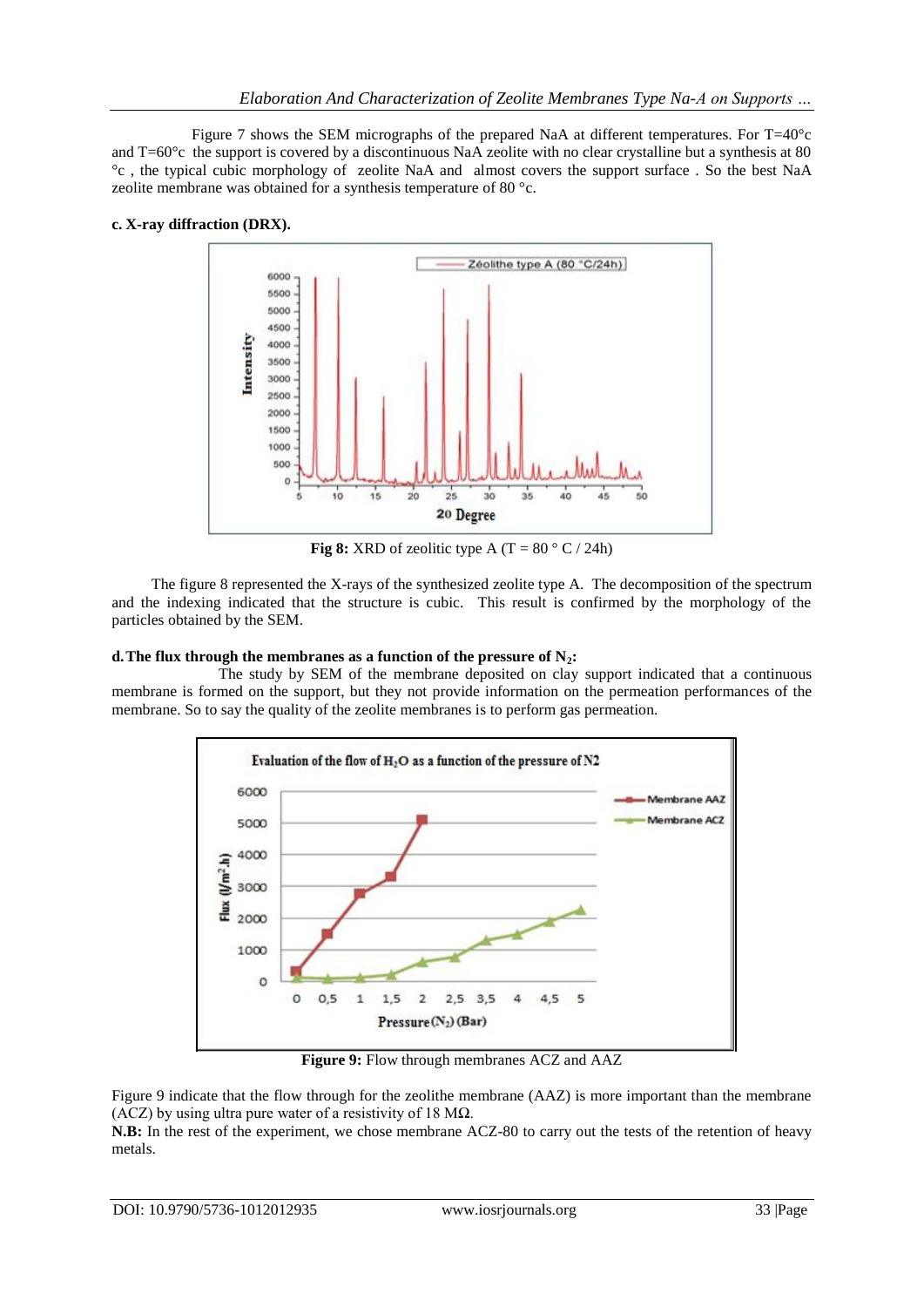Figure 7 shows the SEM micrographs of the prepared NaA at different temperatures. For T=40°c and T=60°c the support is covered by a discontinuous NaA zeolite with no clear crystalline but a synthesis at 80 °c , the typical cubic morphology of zeolite NaA and almost covers the support surface . So the best NaA zeolite membrane was obtained for a synthesis temperature of 80 °c.

#### c. X-ray diffraction (DRX).

**Fig 8:** XRD of zeolitic type A (T = 80 ° C / 24h)

The figure 8 represented the X-rays of the synthesized zeolite type A. The decomposition of the spectrum and the indexing indicated that the structure is cubic. This result is confirmed by the morphology of the particles obtained by the SEM.

#### d. The flux through the membranes as a function of the pressure of $N_2$:

The study by SEM of the membrane deposited on clay support indicated that a continuous membrane is formed on the support, but they not provide information on the permeation performances of the membrane. So to say the quality of the zeolite membranes is to perform gas permeation.

**Figure 9:** Flow through membranes ACZ and AAZ

Figure 9 indicate that the flow through for the zeolithe membrane (AAZ) is more important than the membrane (ACZ) by using ultra pure water of a resistivity of 18 MΩ.

**N.B:** In the rest of the experiment, we chose membrane ACZ-80 to carry out the tests of the retention of heavy metals.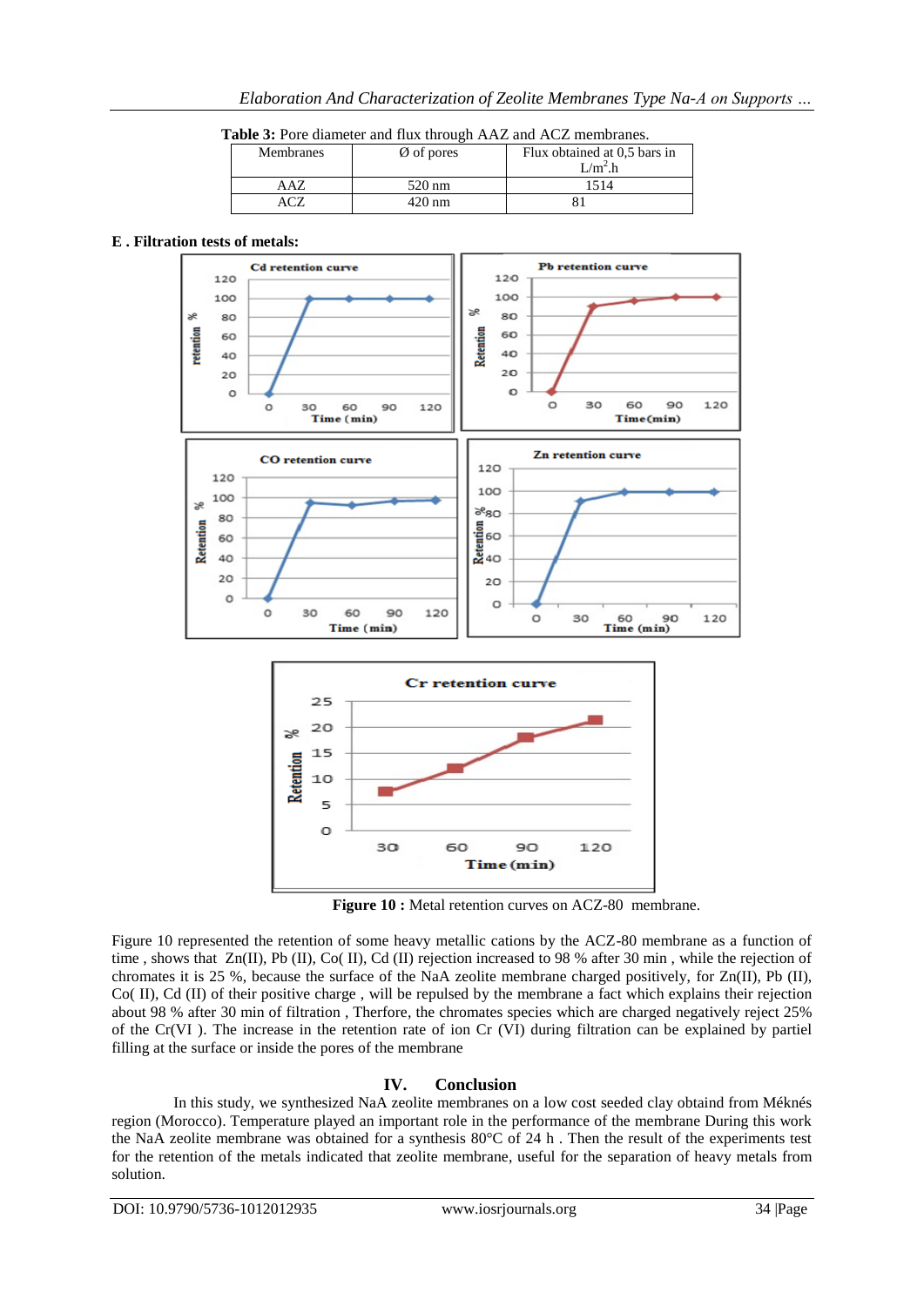**Table 3:** Pore diameter and flux through AAZ and ACZ membranes.

| Membranes | Ø of pores | Flux obtained at 0,5 bars in $L/m^2.h$ |
|---|---|---|
| AAZ | 520 nm | 1514 |
| ACZ | 420 nm | 81 |

**E . Filtration tests of metals:**

**Figure 10 :** Metal retention curves on ACZ-80 membrane.

Figure 10 represented the retention of some heavy metallic cations by the ACZ-80 membrane as a function of time , shows that Zn(II), Pb (II), Co( II), Cd (II) rejection increased to 98 % after 30 min , while the rejection of chromates it is 25 %, because the surface of the NaA zeolite membrane charged positively, for Zn(II), Pb (II), Co( II), Cd (II) of their positive charge , will be repulsed by the membrane a fact which explains their rejection about 98 % after 30 min of filtration , Therfore, the chromates species which are charged negatively reject 25% of the Cr(VI ). The increase in the retention rate of ion Cr (VI) during filtration can be explained by partiel filling at the surface or inside the pores of the membrane

## IV. Conclusion

In this study, we synthesized NaA zeolite membranes on a low cost seeded clay obtaind from Méknés region (Morocco). Temperature played an important role in the performance of the membrane During this work the NaA zeolite membrane was obtained for a synthesis 80°C of 24 h . Then the result of the experiments test for the retention of the metals indicated that zeolite membrane, useful for the separation of heavy metals from solution.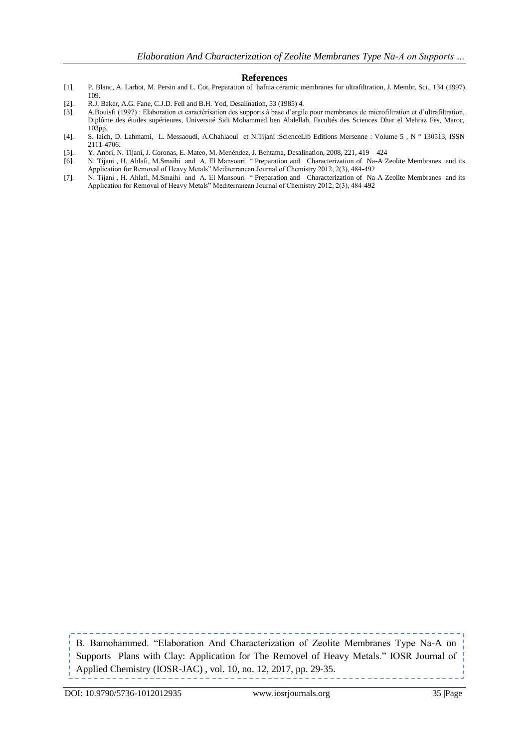## References

[1]. P. Blanc, A. Larbot, M. Persin and L. Cot, Preparation of hafnia ceramic membranes for ultrafiltration, J. Membr. Sci., 134 (1997) 109.

[2]. R.J. Baker, A.G. Fane, C.J.D. Fell and B.H. Yod, Desalination, 53 (1985) 4.

[3]. A.Bouisfi (1997) : Elaboration et caractérisation des supports à base d'argile pour membranes de microfiltration et d'ultrafiltration, Diplôme des études supérieures, Université Sidi Mohammed ben Abdellah, Facultés des Sciences Dhar el Mehraz Fès, Maroc, 103pp.

[4]. S. Iaich, D. Lahmami, L. Messaoudi, A.Chahlaoui et N.Tijani :ScienceLib Editions Mersenne : Volume 5 , N ° 130513, ISSN 2111-4706.

[5]. Y. Anbri, N. Tijani, J. Coronas, E. Mateo, M. Menéndez, J. Bentama, Desalination, 2008, 221, 419 – 424

[6]. N. Tijani , H. Ahlafi, M.Smaihi and A. El Mansouri " Preparation and Characterization of Na-A Zeolite Membranes and its Application for Removal of Heavy Metals" Mediterranean Journal of Chemistry 2012, 2(3), 484-492

[7]. N. Tijani , H. Ahlafi, M.Smaihi and A. El Mansouri " Preparation and Characterization of Na-A Zeolite Membranes and its Application for Removal of Heavy Metals" Mediterranean Journal of Chemistry 2012, 2(3), 484-492

B. Bamohammed. "Elaboration And Characterization of Zeolite Membranes Type Na-A on Supports Plans with Clay: Application for The Removel of Heavy Metals." IOSR Journal of Applied Chemistry (IOSR-JAC) , vol. 10, no. 12, 2017, pp. 29-35.